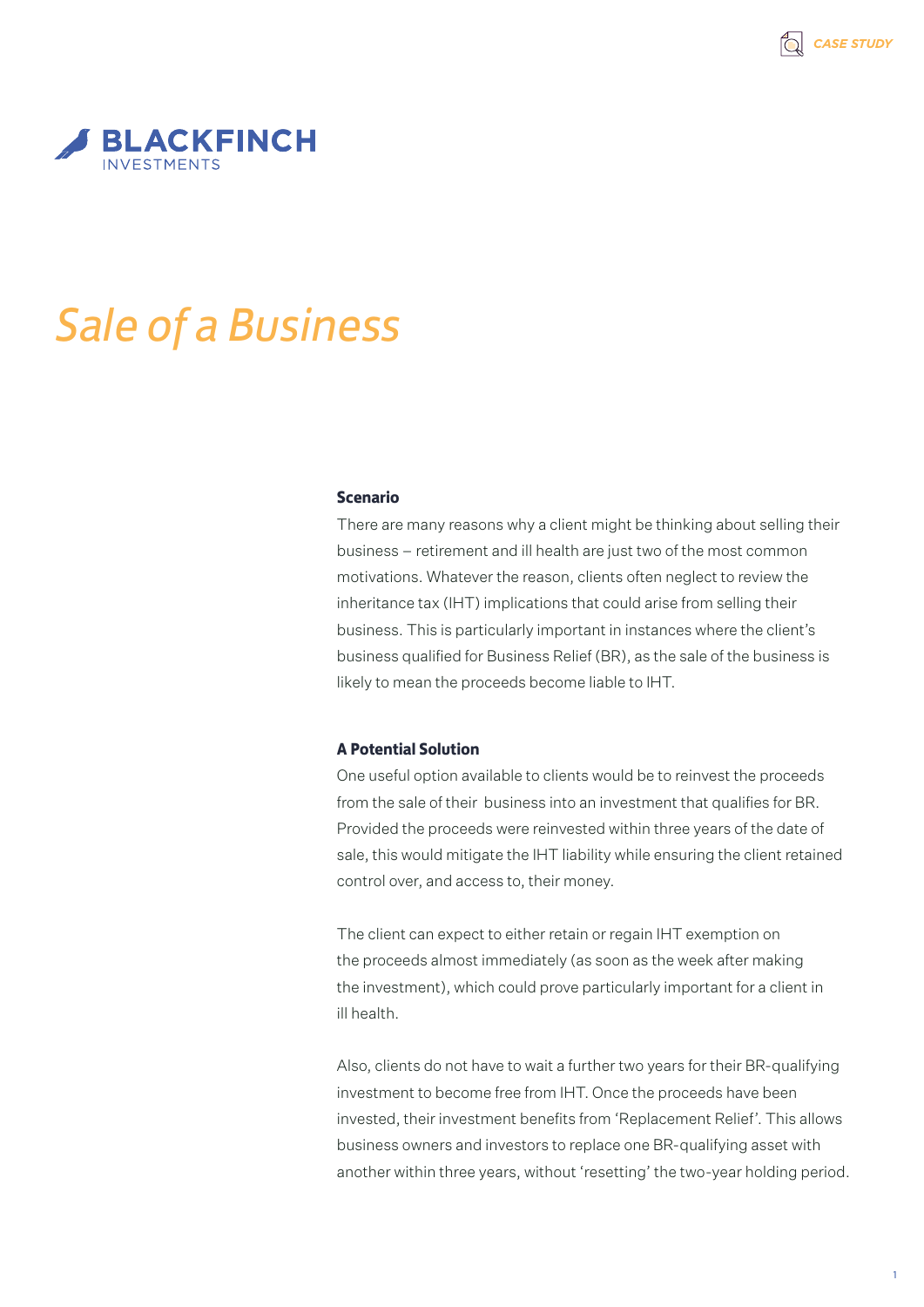CASE STUDY

BLACKFINCH
INVESTMENTS

# *Sale of a Business*

### Scenario

There are many reasons why a client might be thinking about selling their business – retirement and ill health are just two of the most common motivations. Whatever the reason, clients often neglect to review the inheritance tax (IHT) implications that could arise from selling their business. This is particularly important in instances where the client's business qualified for Business Relief (BR), as the sale of the business is likely to mean the proceeds become liable to IHT.

### A Potential Solution

One useful option available to clients would be to reinvest the proceeds from the sale of their business into an investment that qualifies for BR. Provided the proceeds were reinvested within three years of the date of sale, this would mitigate the IHT liability while ensuring the client retained control over, and access to, their money.

The client can expect to either retain or regain IHT exemption on the proceeds almost immediately (as soon as the week after making the investment), which could prove particularly important for a client in ill health.

Also, clients do not have to wait a further two years for their BR-qualifying investment to become free from IHT. Once the proceeds have been invested, their investment benefits from 'Replacement Relief'. This allows business owners and investors to replace one BR-qualifying asset with another within three years, without 'resetting' the two-year holding period.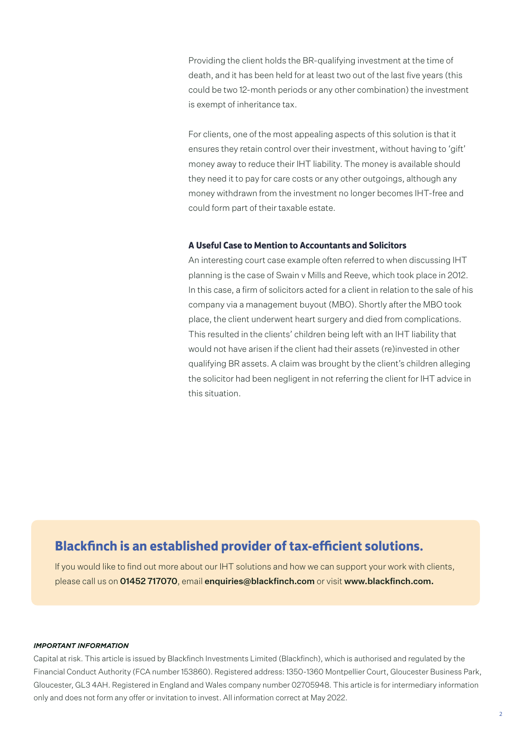Providing the client holds the BR-qualifying investment at the time of death, and it has been held for at least two out of the last five years (this could be two 12-month periods or any other combination) the investment is exempt of inheritance tax.

For clients, one of the most appealing aspects of this solution is that it ensures they retain control over their investment, without having to 'gift' money away to reduce their IHT liability. The money is available should they need it to pay for care costs or any other outgoings, although any money withdrawn from the investment no longer becomes IHT-free and could form part of their taxable estate.

**A Useful Case to Mention to Accountants and Solicitors**

An interesting court case example often referred to when discussing IHT planning is the case of Swain v Mills and Reeve, which took place in 2012. In this case, a firm of solicitors acted for a client in relation to the sale of his company via a management buyout (MBO). Shortly after the MBO took place, the client underwent heart surgery and died from complications. This resulted in the clients' children being left with an IHT liability that would not have arisen if the client had their assets (re)invested in other qualifying BR assets. A claim was brought by the client's children alleging the solicitor had been negligent in not referring the client for IHT advice in this situation.

## Blackfinch is an established provider of tax-efficient solutions.

If you would like to find out more about our IHT solutions and how we can support your work with clients, please call us on **01452 717070**, email **enquiries@blackfinch.com** or visit **www.blackfinch.com.**

***IMPORTANT INFORMATION***

Capital at risk. This article is issued by Blackfinch Investments Limited (Blackfinch), which is authorised and regulated by the Financial Conduct Authority (FCA number 153860). Registered address: 1350-1360 Montpellier Court, Gloucester Business Park, Gloucester, GL3 4AH. Registered in England and Wales company number 02705948. This article is for intermediary information only and does not form any offer or invitation to invest. All information correct at May 2022.